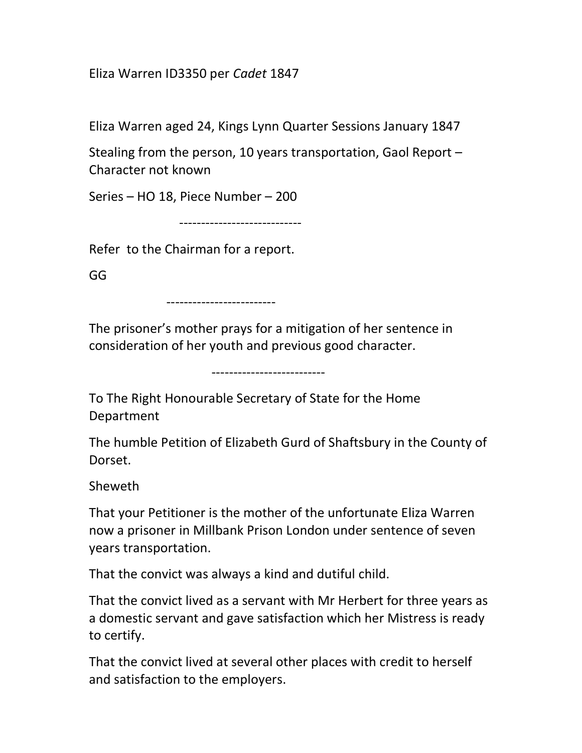Eliza Warren ID3350 per *Cadet* 1847

Eliza Warren aged 24, Kings Lynn Quarter Sessions January 1847

Stealing from the person, 10 years transportation, Gaol Report – Character not known

Series – HO 18, Piece Number – 200

----------------------------

Refer to the Chairman for a report.

GG

-------------------------

The prisoner's mother prays for a mitigation of her sentence in consideration of her youth and previous good character.

--------------------------

To The Right Honourable Secretary of State for the Home Department

The humble Petition of Elizabeth Gurd of Shaftsbury in the County of Dorset.

Sheweth

That your Petitioner is the mother of the unfortunate Eliza Warren now a prisoner in Millbank Prison London under sentence of seven years transportation.

That the convict was always a kind and dutiful child.

That the convict lived as a servant with Mr Herbert for three years as a domestic servant and gave satisfaction which her Mistress is ready to certify.

That the convict lived at several other places with credit to herself and satisfaction to the employers.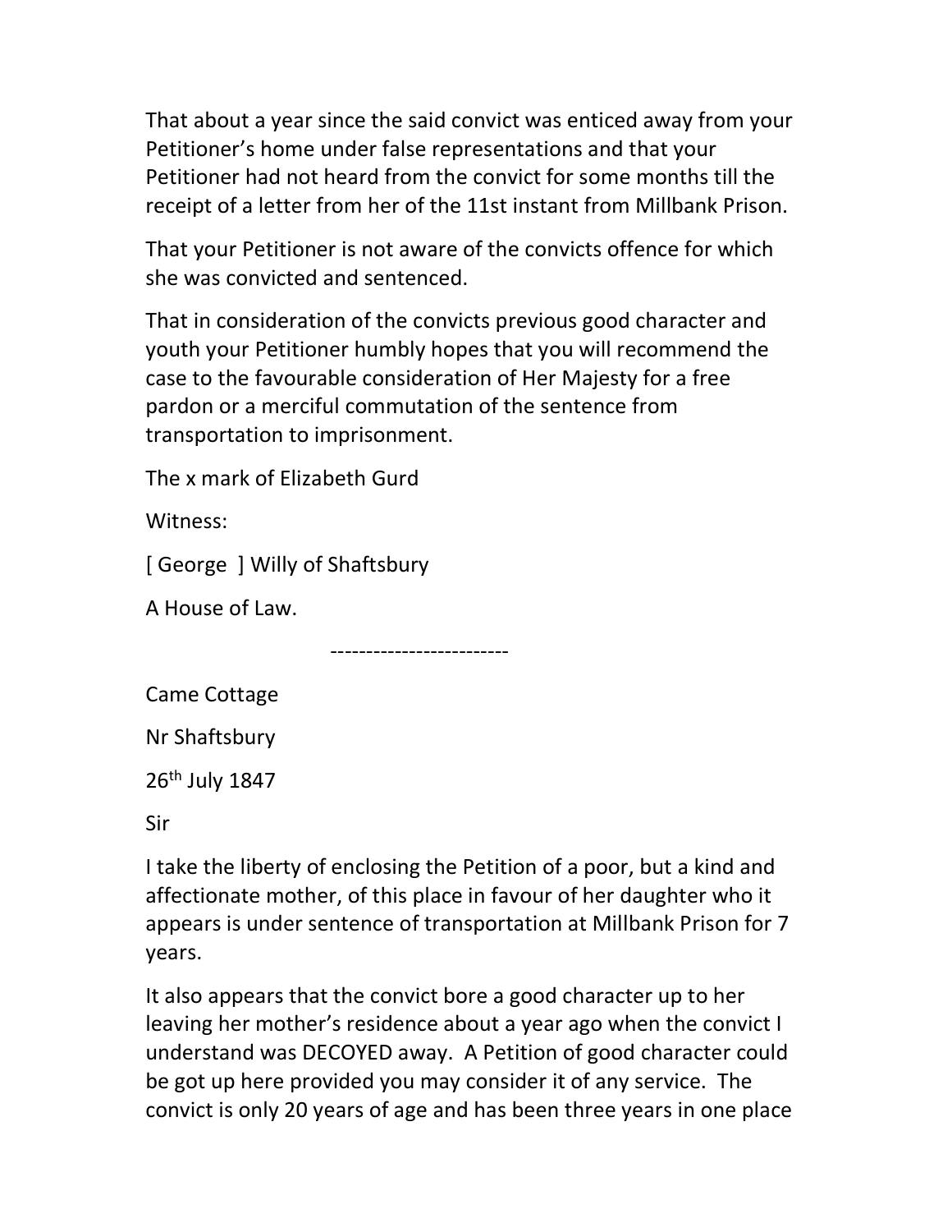That about a year since the said convict was enticed away from your Petitioner's home under false representations and that your Petitioner had not heard from the convict for some months till the receipt of a letter from her of the 11st instant from Millbank Prison.

That your Petitioner is not aware of the convicts offence for which she was convicted and sentenced.

That in consideration of the convicts previous good character and youth your Petitioner humbly hopes that you will recommend the case to the favourable consideration of Her Majesty for a free pardon or a merciful commutation of the sentence from transportation to imprisonment.

The x mark of Elizabeth Gurd

Witness:

[ George ] Willy of Shaftsbury

A House of Law.

-------------------------

Came Cottage

Nr Shaftsbury

26th July 1847

Sir

I take the liberty of enclosing the Petition of a poor, but a kind and affectionate mother, of this place in favour of her daughter who it appears is under sentence of transportation at Millbank Prison for 7 years.

It also appears that the convict bore a good character up to her leaving her mother's residence about a year ago when the convict I understand was DECOYED away. A Petition of good character could be got up here provided you may consider it of any service. The convict is only 20 years of age and has been three years in one place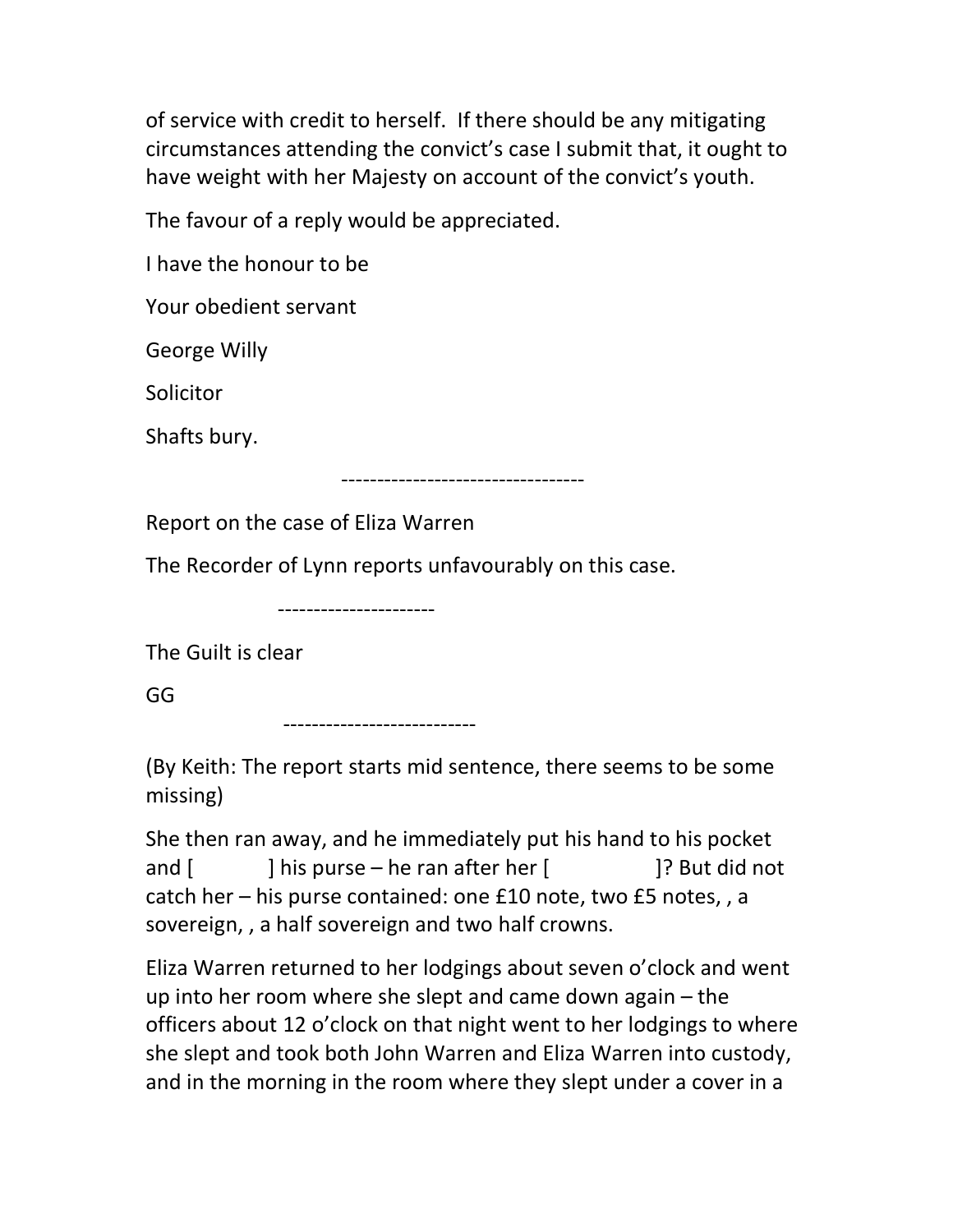of service with credit to herself. If there should be any mitigating circumstances attending the convict's case I submit that, it ought to have weight with her Majesty on account of the convict's youth.

The favour of a reply would be appreciated.

I have the honour to be

Your obedient servant

George Willy

Solicitor

Shafts bury.

----------------------------------

Report on the case of Eliza Warren

The Recorder of Lynn reports unfavourably on this case.

----------------------

The Guilt is clear

GG

---------------------------

(By Keith: The report starts mid sentence, there seems to be some missing)

She then ran away, and he immediately put his hand to his pocket and [ ] his purse – he ran after her [ ]? But did not catch her – his purse contained: one £10 note, two £5 notes, , a sovereign, , a half sovereign and two half crowns.

Eliza Warren returned to her lodgings about seven o'clock and went up into her room where she slept and came down again – the officers about 12 o'clock on that night went to her lodgings to where she slept and took both John Warren and Eliza Warren into custody, and in the morning in the room where they slept under a cover in a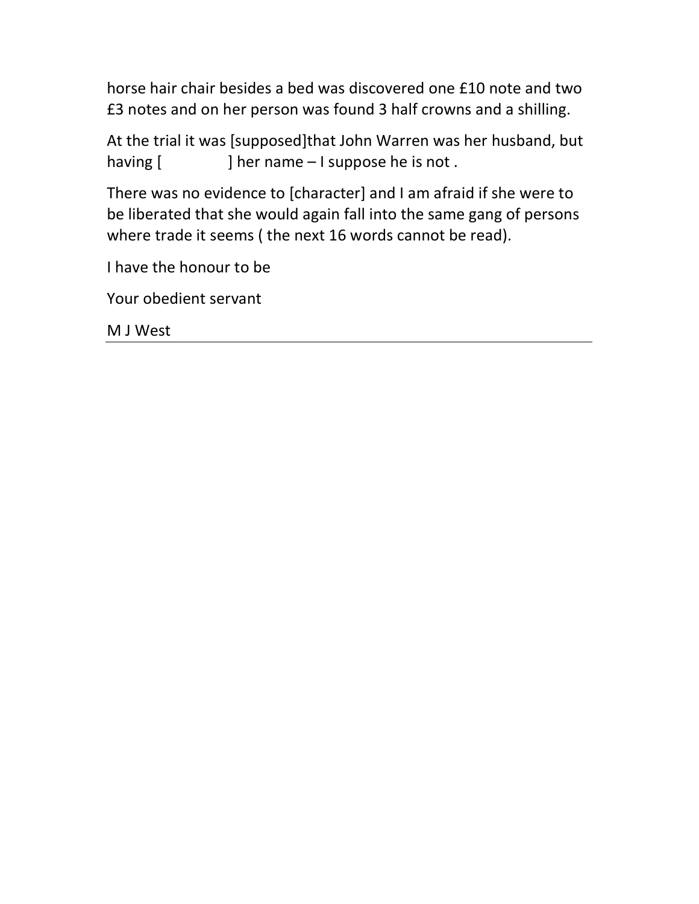horse hair chair besides a bed was discovered one £10 note and two £3 notes and on her person was found 3 half crowns and a shilling.

At the trial it was [supposed]that John Warren was her husband, but having [             ] her name – I suppose he is not .

There was no evidence to [character] and I am afraid if she were to be liberated that she would again fall into the same gang of persons where trade it seems ( the next 16 words cannot be read).

I have the honour to be

Your obedient servant

M J West

---